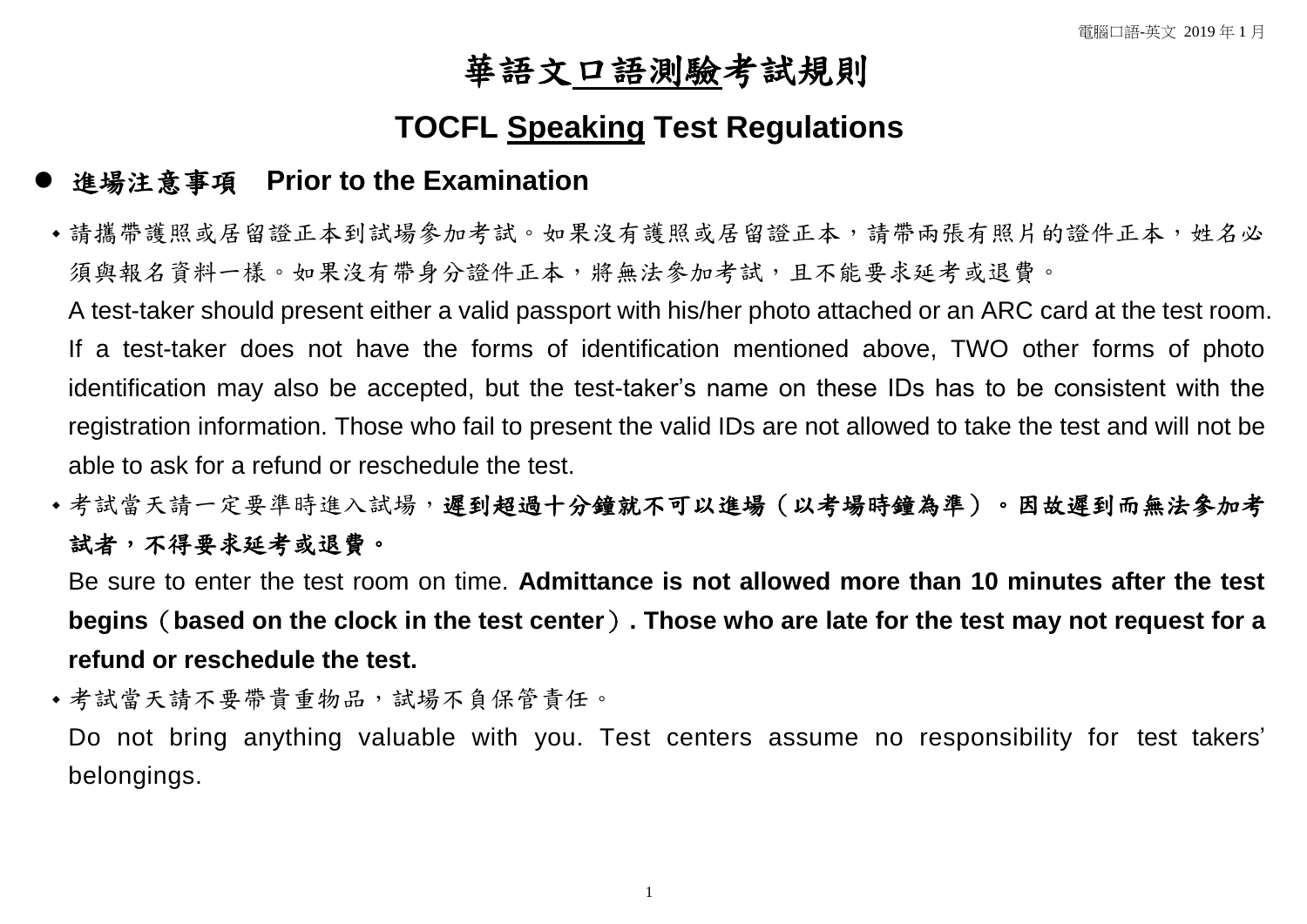# 華語文口語測驗考試規則

## TOCFL Speaking Test Regulations

### ● 進場注意事項　Prior to the Examination

- 請攜帶護照或居留證正本到試場參加考試。如果沒有護照或居留證正本，請帶兩張有照片的證件正本，姓名必須與報名資料一樣。如果沒有帶身分證件正本，將無法參加考試，且不能要求延考或退費。

  A test-taker should present either a valid passport with his/her photo attached or an ARC card at the test room. If a test-taker does not have the forms of identification mentioned above, TWO other forms of photo identification may also be accepted, but the test-taker's name on these IDs has to be consistent with the registration information. Those who fail to present the valid IDs are not allowed to take the test and will not be able to ask for a refund or reschedule the test.

- 考試當天請一定要準時進入試場，**遲到超過十分鐘就不可以進場（以考場時鐘為準）。因故遲到而無法參加考試者，不得要求延考或退費。**

  Be sure to enter the test room on time. **Admittance is not allowed more than 10 minutes after the test begins（based on the clock in the test center）. Those who are late for the test may not request for a refund or reschedule the test.**

- 考試當天請不要帶貴重物品，試場不負保管責任。

  Do not bring anything valuable with you. Test centers assume no responsibility for test takers' belongings.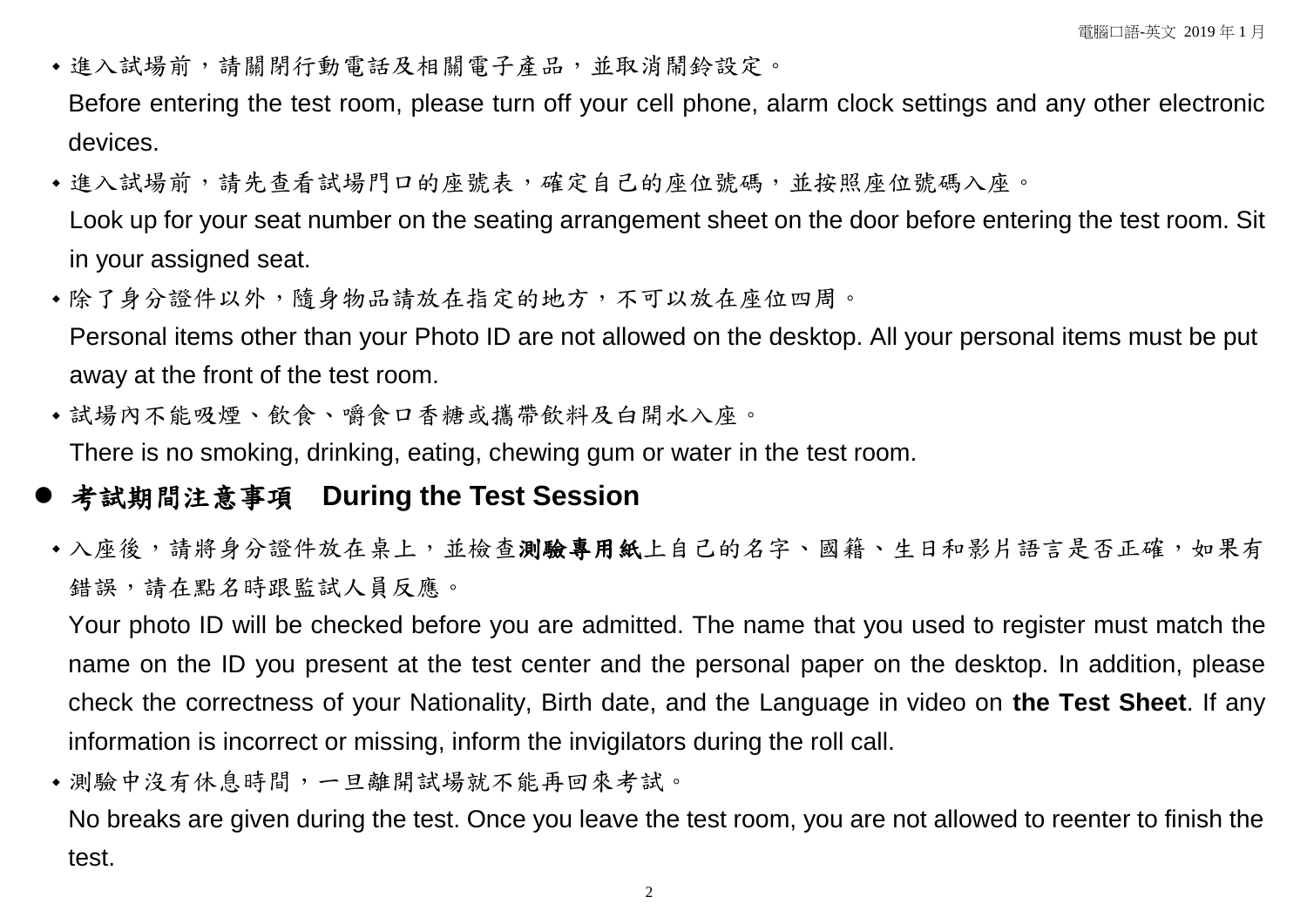- 進入試場前，請關閉行動電話及相關電子產品，並取消鬧鈴設定。
  Before entering the test room, please turn off your cell phone, alarm clock settings and any other electronic devices.
- 進入試場前，請先查看試場門口的座號表，確定自己的座位號碼，並按照座位號碼入座。
  Look up for your seat number on the seating arrangement sheet on the door before entering the test room. Sit in your assigned seat.
- 除了身分證件以外，隨身物品請放在指定的地方，不可以放在座位四周。
  Personal items other than your Photo ID are not allowed on the desktop. All your personal items must be put away at the front of the test room.
- 試場內不能吸煙、飲食、嚼食口香糖或攜帶飲料及白開水入座。
  There is no smoking, drinking, eating, chewing gum or water in the test room.

## 考試期間注意事項　During the Test Session

- 入座後，請將身分證件放在桌上，並檢查**測驗專用紙**上自己的名字、國籍、生日和影片語言是否正確，如果有錯誤，請在點名時跟監試人員反應。
  Your photo ID will be checked before you are admitted. The name that you used to register must match the name on the ID you present at the test center and the personal paper on the desktop. In addition, please check the correctness of your Nationality, Birth date, and the Language in video on **the Test Sheet**. If any information is incorrect or missing, inform the invigilators during the roll call.
- 測驗中沒有休息時間，一旦離開試場就不能再回來考試。
  No breaks are given during the test. Once you leave the test room, you are not allowed to reenter to finish the test.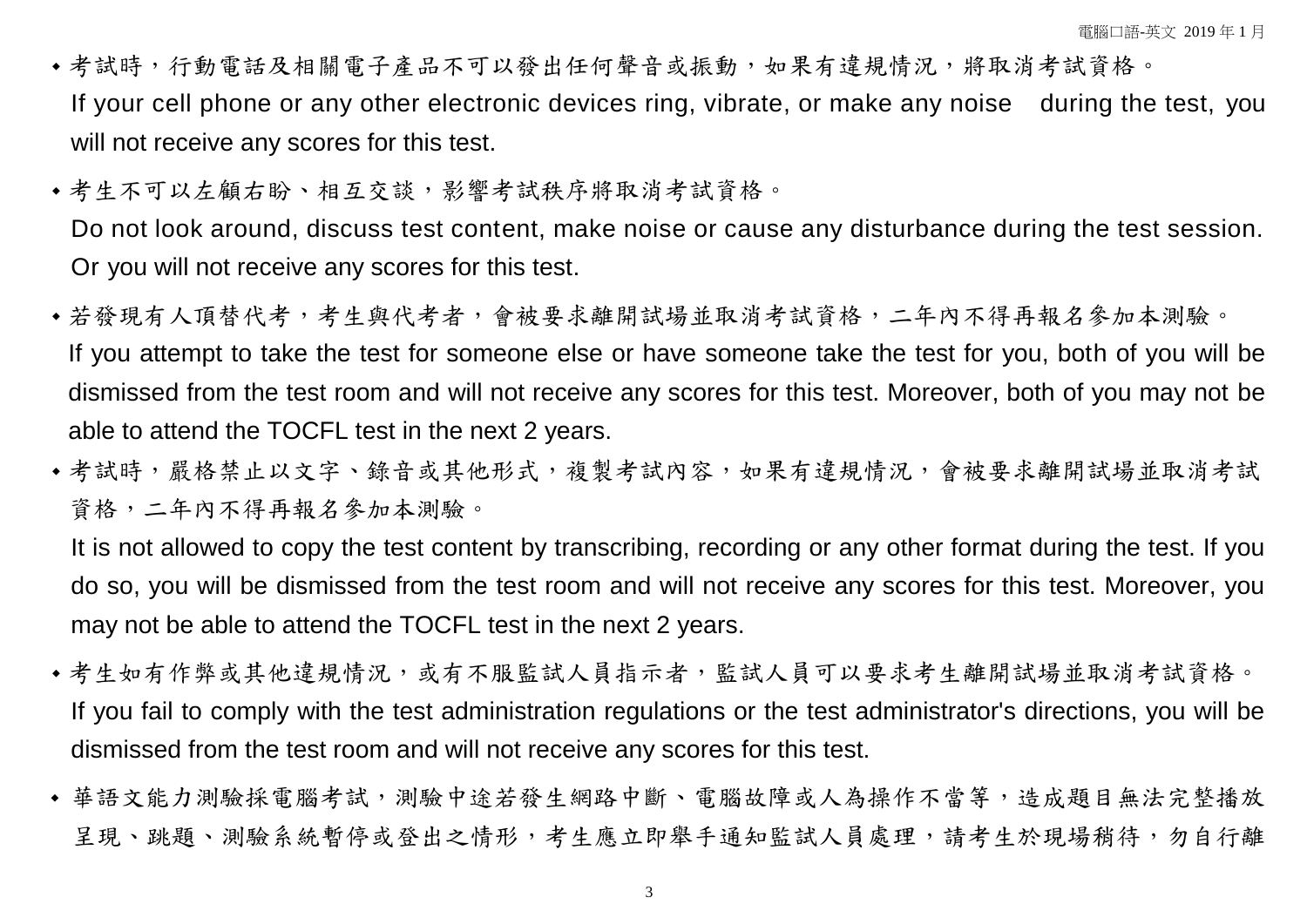- 考試時，行動電話及相關電子產品不可以發出任何聲音或振動，如果有違規情況，將取消考試資格。
  If your cell phone or any other electronic devices ring, vibrate, or make any noise during the test, you will not receive any scores for this test.
- 考生不可以左顧右盼、相互交談，影響考試秩序將取消考試資格。
  Do not look around, discuss test content, make noise or cause any disturbance during the test session. Or you will not receive any scores for this test.
- 若發現有人頂替代考，考生與代考者，會被要求離開試場並取消考試資格，二年內不得再報名參加本測驗。
  If you attempt to take the test for someone else or have someone take the test for you, both of you will be dismissed from the test room and will not receive any scores for this test. Moreover, both of you may not be able to attend the TOCFL test in the next 2 years.
- 考試時，嚴格禁止以文字、錄音或其他形式，複製考試內容，如果有違規情況，會被要求離開試場並取消考試資格，二年內不得再報名參加本測驗。
  It is not allowed to copy the test content by transcribing, recording or any other format during the test. If you do so, you will be dismissed from the test room and will not receive any scores for this test. Moreover, you may not be able to attend the TOCFL test in the next 2 years.
- 考生如有作弊或其他違規情況，或有不服監試人員指示者，監試人員可以要求考生離開試場並取消考試資格。
  If you fail to comply with the test administration regulations or the test administrator's directions, you will be dismissed from the test room and will not receive any scores for this test.
- 華語文能力測驗採電腦考試，測驗中途若發生網路中斷、電腦故障或人為操作不當等，造成題目無法完整播放呈現、跳題、測驗系統暫停或登出之情形，考生應立即舉手通知監試人員處理，請考生於現場稍待，勿自行離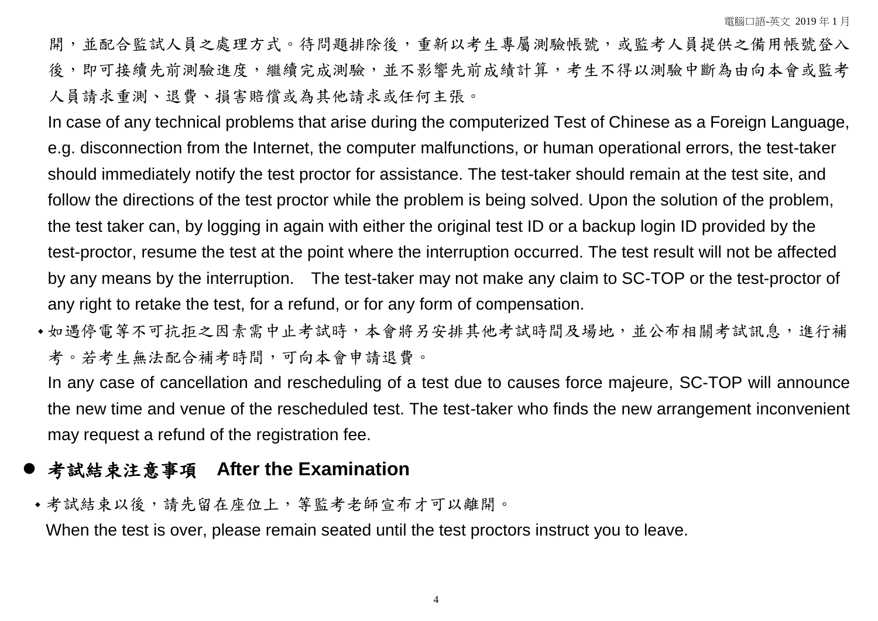開，並配合監試人員之處理方式。待問題排除後，重新以考生專屬測驗帳號，或監考人員提供之備用帳號登入後，即可接續先前測驗進度，繼續完成測驗，並不影響先前成績計算，考生不得以測驗中斷為由向本會或監考人員請求重測、退費、損害賠償或為其他請求或任何主張。

In case of any technical problems that arise during the computerized Test of Chinese as a Foreign Language, e.g. disconnection from the Internet, the computer malfunctions, or human operational errors, the test-taker should immediately notify the test proctor for assistance. The test-taker should remain at the test site, and follow the directions of the test proctor while the problem is being solved. Upon the solution of the problem, the test taker can, by logging in again with either the original test ID or a backup login ID provided by the test-proctor, resume the test at the point where the interruption occurred. The test result will not be affected by any means by the interruption. The test-taker may not make any claim to SC-TOP or the test-proctor of any right to retake the test, for a refund, or for any form of compensation.

- 如遇停電等不可抗拒之因素需中止考試時，本會將另安排其他考試時間及場地，並公布相關考試訊息，進行補考。若考生無法配合補考時間，可向本會申請退費。

  In any case of cancellation and rescheduling of a test due to causes force majeure, SC-TOP will announce the new time and venue of the rescheduled test. The test-taker who finds the new arrangement inconvenient may request a refund of the registration fee.

## 考試結束注意事項 After the Examination

- 考試結束以後，請先留在座位上，等監考老師宣布才可以離開。

  When the test is over, please remain seated until the test proctors instruct you to leave.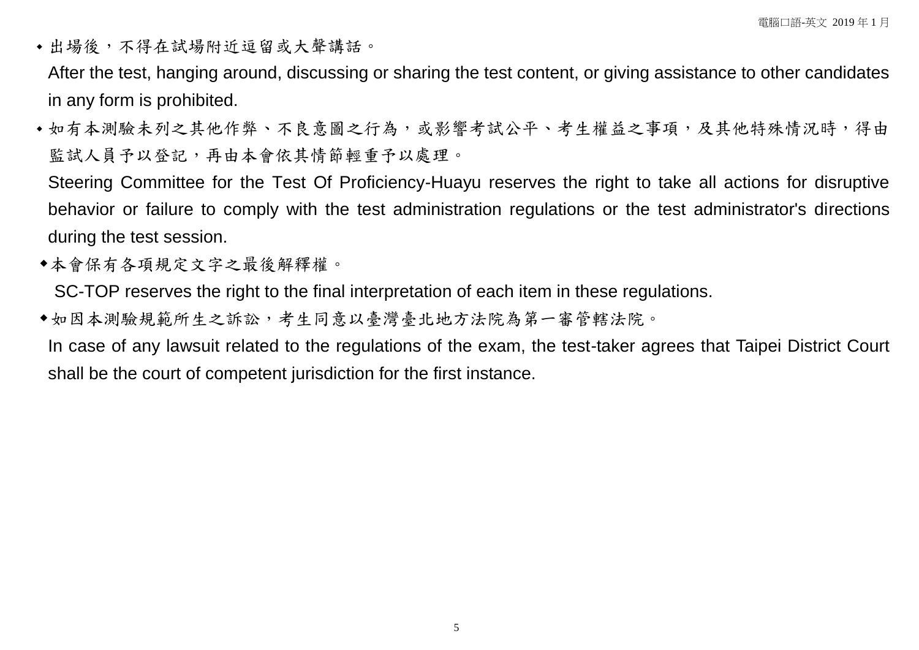- 出場後，不得在試場附近逗留或大聲講話。

  After the test, hanging around, discussing or sharing the test content, or giving assistance to other candidates in any form is prohibited.

- 如有本測驗未列之其他作弊、不良意圖之行為，或影響考試公平、考生權益之事項，及其他特殊情況時，得由監試人員予以登記，再由本會依其情節輕重予以處理。

  Steering Committee for the Test Of Proficiency-Huayu reserves the right to take all actions for disruptive behavior or failure to comply with the test administration regulations or the test administrator's directions during the test session.

- 本會保有各項規定文字之最後解釋權。

  SC-TOP reserves the right to the final interpretation of each item in these regulations.

- 如因本測驗規範所生之訴訟，考生同意以臺灣臺北地方法院為第一審管轄法院。

  In case of any lawsuit related to the regulations of the exam, the test-taker agrees that Taipei District Court shall be the court of competent jurisdiction for the first instance.